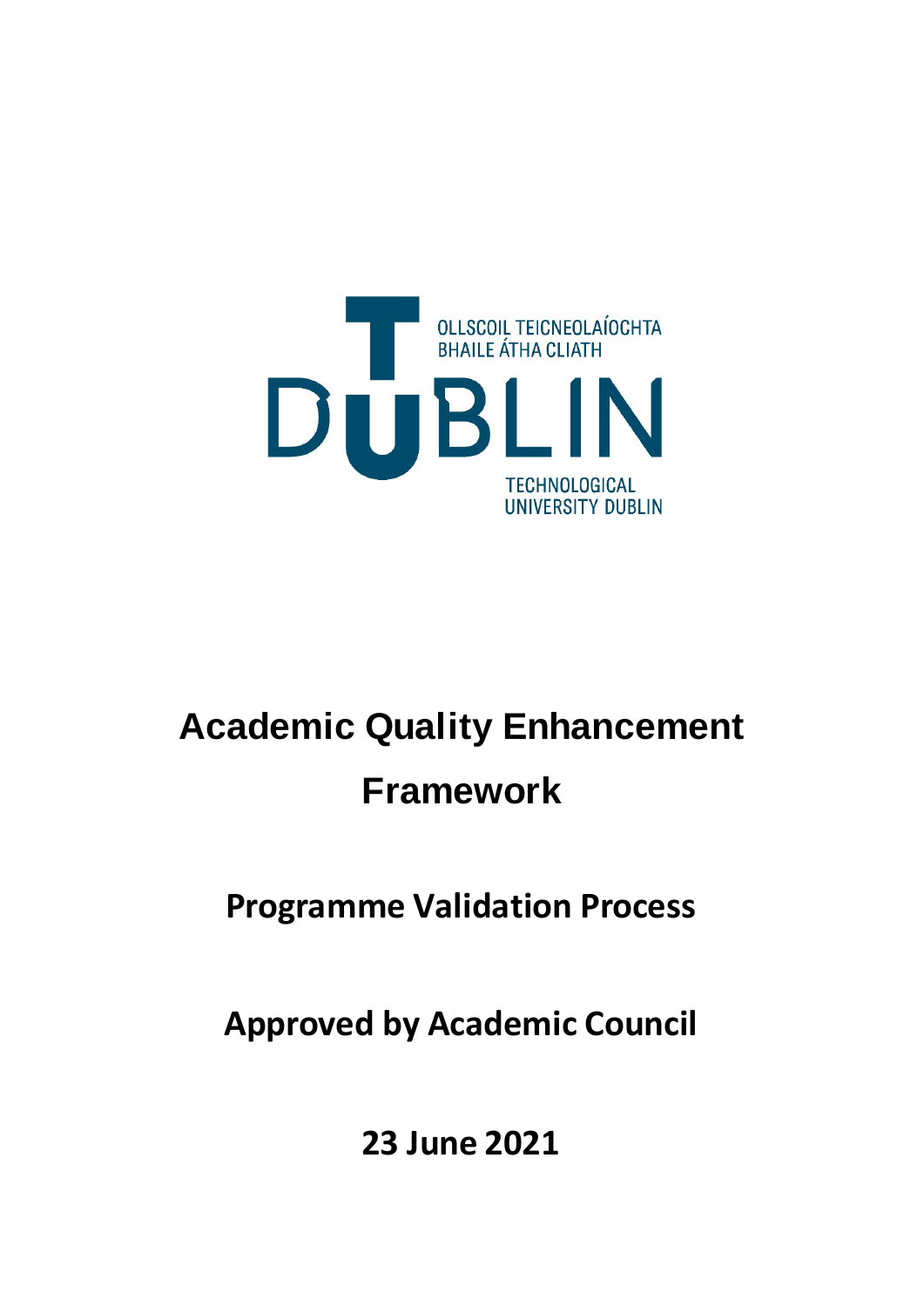OLLSCOIL TEICNEOLAÍOCHTA BHAILE ÁTHA CLIATH

DUBLIN

TECHNOLOGICAL UNIVERSITY DUBLIN

# Academic Quality Enhancement Framework

## Programme Validation Process

## Approved by Academic Council

## 23 June 2021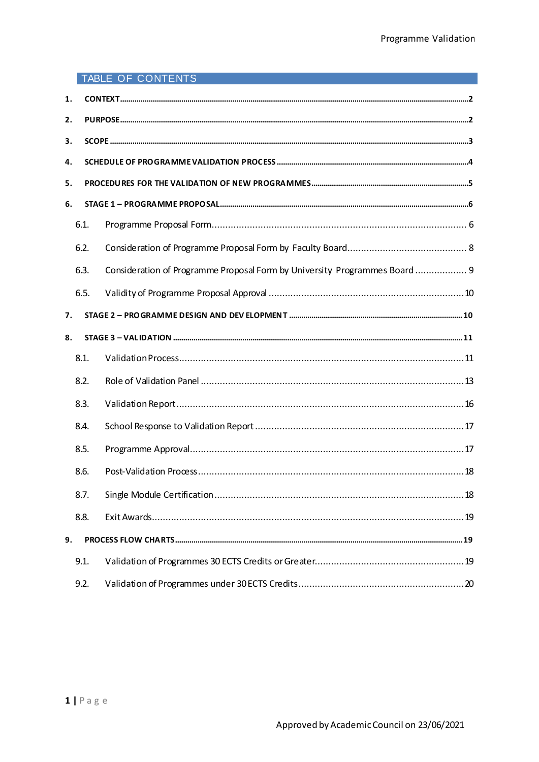# TABLE OF CONTENTS

1. **CONTEXT** ..... 2
2. **PURPOSE** ..... 2
3. **SCOPE** ..... 3
4. **SCHEDULE OF PROGRAMME VALIDATION PROCESS** ..... 4
5. **PROCEDURES FOR THE VALIDATION OF NEW PROGRAMMES** ..... 5
6. **STAGE 1 – PROGRAMME PROPOSAL** ..... 6
   - 6.1. Programme Proposal Form ..... 6
   - 6.2. Consideration of Programme Proposal Form by Faculty Board ..... 8
   - 6.3. Consideration of Programme Proposal Form by University Programmes Board ..... 9
   - 6.5. Validity of Programme Proposal Approval ..... 10
7. **STAGE 2 – PROGRAMME DESIGN AND DEVELOPMENT** ..... 10
8. **STAGE 3 – VALIDATION** ..... 11
   - 8.1. Validation Process ..... 11
   - 8.2. Role of Validation Panel ..... 13
   - 8.3. Validation Report ..... 16
   - 8.4. School Response to Validation Report ..... 17
   - 8.5. Programme Approval ..... 17
   - 8.6. Post-Validation Process ..... 18
   - 8.7. Single Module Certification ..... 18
   - 8.8. Exit Awards ..... 19
9. **PROCESS FLOW CHARTS** ..... 19
   - 9.1. Validation of Programmes 30 ECTS Credits or Greater ..... 19
   - 9.2. Validation of Programmes under 30 ECTS Credits ..... 20

Approved by Academic Council on 23/06/2021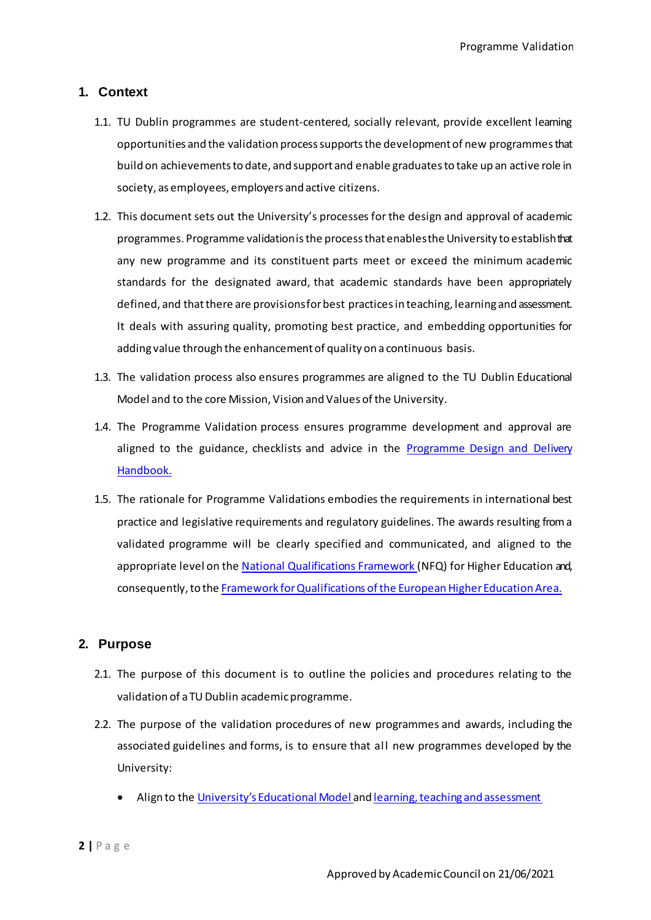## 1. Context

1.1. TU Dublin programmes are student-centered, socially relevant, provide excellent learning opportunities and the validation process supports the development of new programmes that build on achievements to date, and support and enable graduates to take up an active role in society, as employees, employers and active citizens.

1.2. This document sets out the University's processes for the design and approval of academic programmes. Programme validation is the process that enables the University to establish that any new programme and its constituent parts meet or exceed the minimum academic standards for the designated award, that academic standards have been appropriately defined, and that there are provisions for best practices in teaching, learning and assessment. It deals with assuring quality, promoting best practice, and embedding opportunities for adding value through the enhancement of quality on a continuous basis.

1.3. The validation process also ensures programmes are aligned to the TU Dublin Educational Model and to the core Mission, Vision and Values of the University.

1.4. The Programme Validation process ensures programme development and approval are aligned to the guidance, checklists and advice in the Programme Design and Delivery Handbook.

1.5. The rationale for Programme Validations embodies the requirements in international best practice and legislative requirements and regulatory guidelines. The awards resulting from a validated programme will be clearly specified and communicated, and aligned to the appropriate level on the National Qualifications Framework (NFQ) for Higher Education and, consequently, to the Framework for Qualifications of the European Higher Education Area.

## 2. Purpose

2.1. The purpose of this document is to outline the policies and procedures relating to the validation of a TU Dublin academic programme.

2.2. The purpose of the validation procedures of new programmes and awards, including the associated guidelines and forms, is to ensure that all new programmes developed by the University:

- Align to the University's Educational Model and learning, teaching and assessment

Approved by Academic Council on 21/06/2021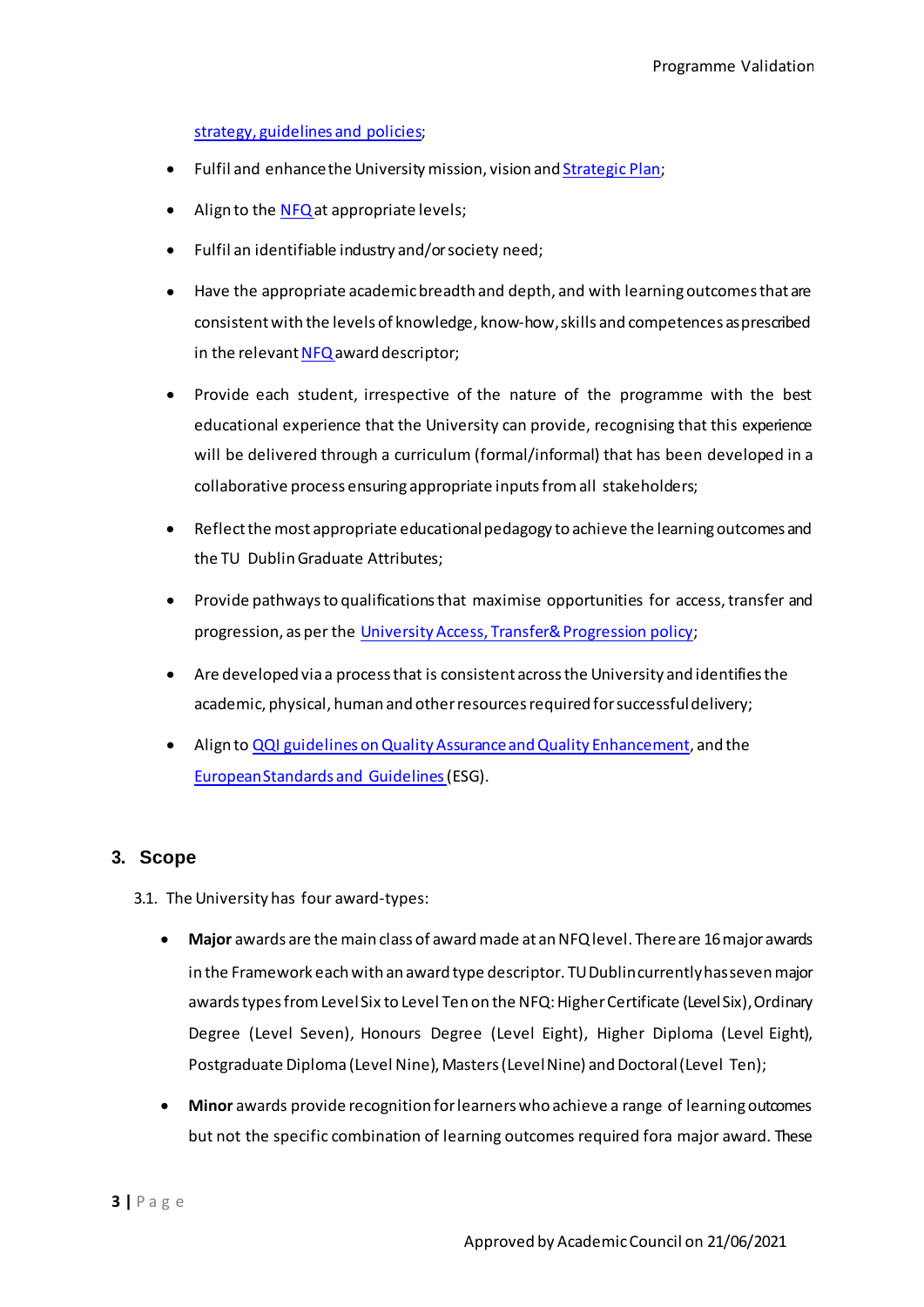strategy, guidelines and policies;

- Fulfil and enhance the University mission, vision and Strategic Plan;
- Align to the NFQ at appropriate levels;
- Fulfil an identifiable industry and/or society need;
- Have the appropriate academic breadth and depth, and with learning outcomes that are consistent with the levels of knowledge, know-how, skills and competences as prescribed in the relevant NFQ award descriptor;
- Provide each student, irrespective of the nature of the programme with the best educational experience that the University can provide, recognising that this experience will be delivered through a curriculum (formal/informal) that has been developed in a collaborative process ensuring appropriate inputs from all stakeholders;
- Reflect the most appropriate educational pedagogy to achieve the learning outcomes and the TU Dublin Graduate Attributes;
- Provide pathways to qualifications that maximise opportunities for access, transfer and progression, as per the University Access, Transfer & Progression policy;
- Are developed via a process that is consistent across the University and identifies the academic, physical, human and other resources required for successful delivery;
- Align to QQI guidelines on Quality Assurance and Quality Enhancement, and the European Standards and Guidelines (ESG).

## 3. Scope

3.1. The University has four award-types:

- **Major** awards are the main class of award made at an NFQ level. There are 16 major awards in the Framework each with an award type descriptor. TU Dublin currently has seven major awards types from Level Six to Level Ten on the NFQ: Higher Certificate (Level Six), Ordinary Degree (Level Seven), Honours Degree (Level Eight), Higher Diploma (Level Eight), Postgraduate Diploma (Level Nine), Masters (Level Nine) and Doctoral (Level Ten);
- **Minor** awards provide recognition for learners who achieve a range of learning outcomes but not the specific combination of learning outcomes required for a major award. These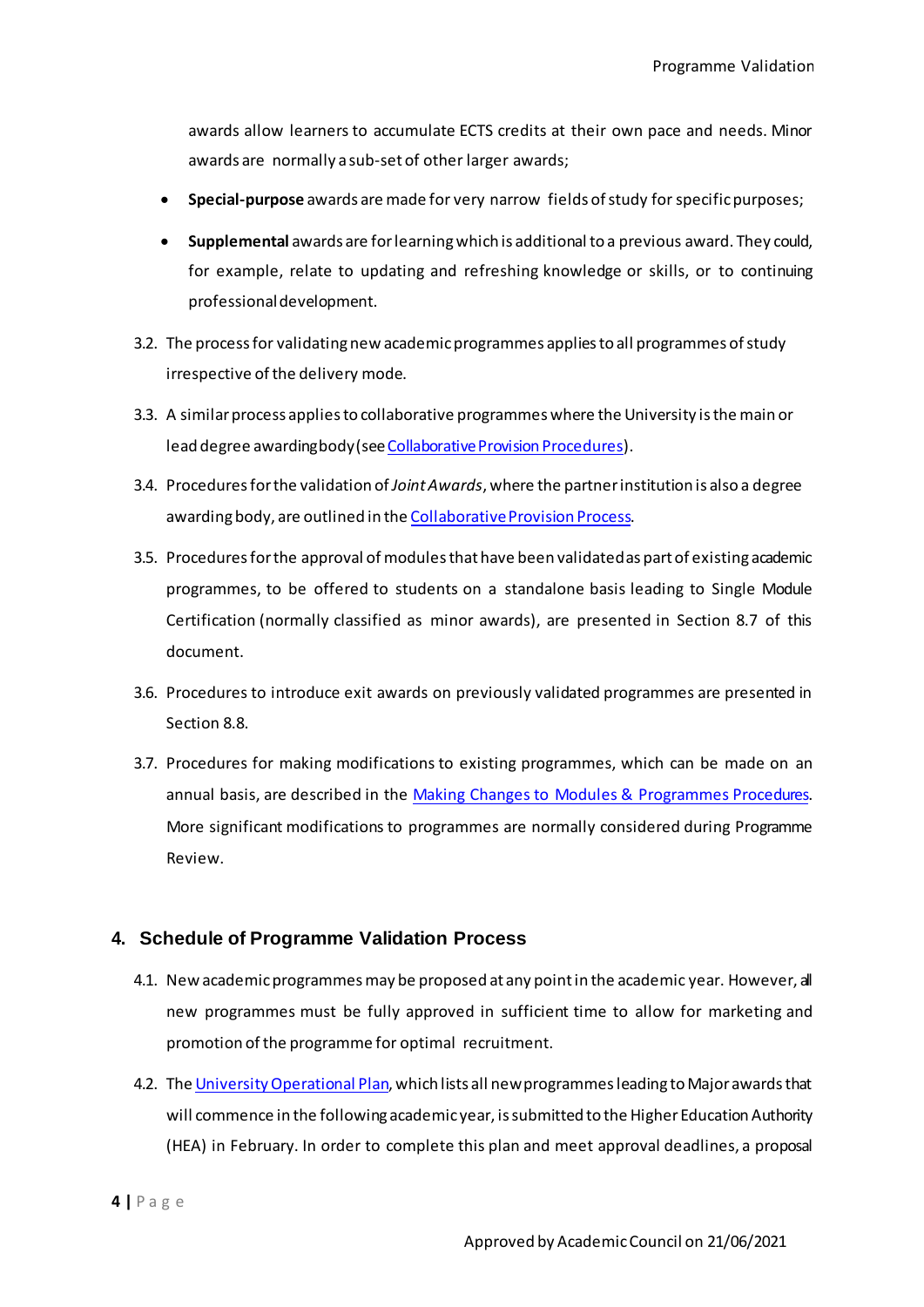awards allow learners to accumulate ECTS credits at their own pace and needs. Minor awards are normally a sub-set of other larger awards;

- **Special-purpose** awards are made for very narrow fields of study for specific purposes;
- **Supplemental** awards are for learning which is additional to a previous award. They could, for example, relate to updating and refreshing knowledge or skills, or to continuing professional development.

3.2. The process for validating new academic programmes applies to all programmes of study irrespective of the delivery mode.

3.3. A similar process applies to collaborative programmes where the University is the main or lead degree awarding body (see [Collaborative Provision Procedures]).

3.4. Procedures for the validation of *Joint Awards*, where the partner institution is also a degree awarding body, are outlined in the [Collaborative Provision Process].

3.5. Procedures for the approval of modules that have been validated as part of existing academic programmes, to be offered to students on a standalone basis leading to Single Module Certification (normally classified as minor awards), are presented in Section 8.7 of this document.

3.6. Procedures to introduce exit awards on previously validated programmes are presented in Section 8.8.

3.7. Procedures for making modifications to existing programmes, which can be made on an annual basis, are described in the [Making Changes to Modules & Programmes Procedures]. More significant modifications to programmes are normally considered during Programme Review.

## 4. Schedule of Programme Validation Process

4.1. New academic programmes may be proposed at any point in the academic year. However, all new programmes must be fully approved in sufficient time to allow for marketing and promotion of the programme for optimal recruitment.

4.2. The [University Operational Plan], which lists all new programmes leading to Major awards that will commence in the following academic year, is submitted to the Higher Education Authority (HEA) in February. In order to complete this plan and meet approval deadlines, a proposal

Approved by Academic Council on 21/06/2021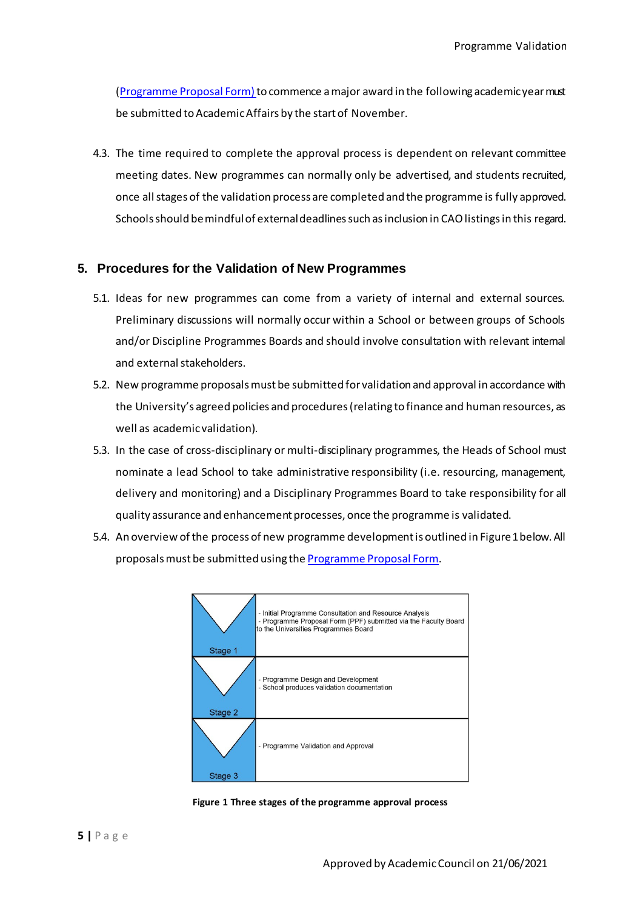(Programme Proposal Form) to commence a major award in the following academic year must be submitted to Academic Affairs by the start of November.

4.3. The time required to complete the approval process is dependent on relevant committee meeting dates. New programmes can normally only be advertised, and students recruited, once all stages of the validation process are completed and the programme is fully approved. Schools should be mindful of external deadlines such as inclusion in CAO listings in this regard.

## 5. Procedures for the Validation of New Programmes

5.1. Ideas for new programmes can come from a variety of internal and external sources. Preliminary discussions will normally occur within a School or between groups of Schools and/or Discipline Programmes Boards and should involve consultation with relevant internal and external stakeholders.

5.2. New programme proposals must be submitted for validation and approval in accordance with the University's agreed policies and procedures (relating to finance and human resources, as well as academic validation).

5.3. In the case of cross-disciplinary or multi-disciplinary programmes, the Heads of School must nominate a lead School to take administrative responsibility (i.e. resourcing, management, delivery and monitoring) and a Disciplinary Programmes Board to take responsibility for all quality assurance and enhancement processes, once the programme is validated.

5.4. An overview of the process of new programme development is outlined in Figure 1 below. All proposals must be submitted using the Programme Proposal Form.

| Stage | Description |
|---|---|
| Stage 1 | - Initial Programme Consultation and Resource Analysis<br>- Programme Proposal Form (PPF) submitted via the Faculty Board to the Universities Programmes Board |
| Stage 2 | - Programme Design and Development<br>- School produces validation documentation |
| Stage 3 | - Programme Validation and Approval |

**Figure 1 Three stages of the programme approval process**

Approved by Academic Council on 21/06/2021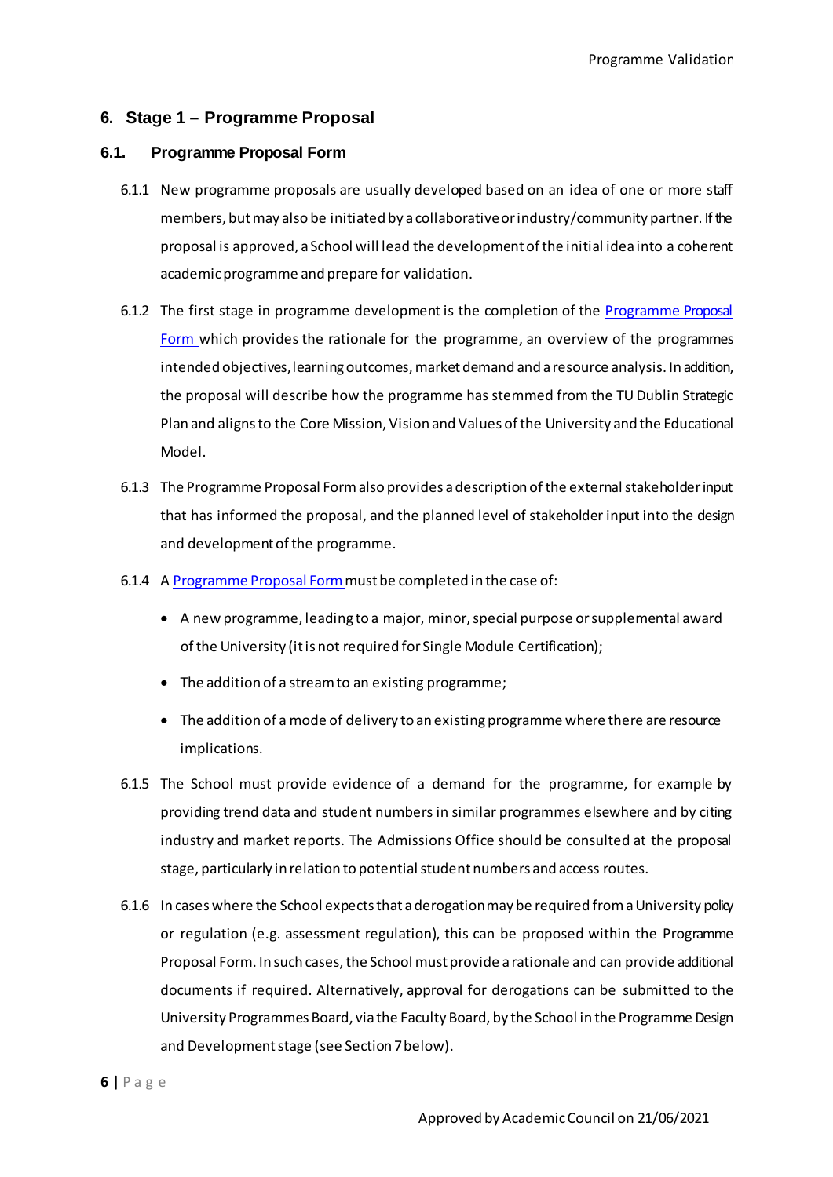## 6. Stage 1 – Programme Proposal

### 6.1. Programme Proposal Form

6.1.1 New programme proposals are usually developed based on an idea of one or more staff members, but may also be initiated by a collaborative or industry/community partner. If the proposal is approved, a School will lead the development of the initial idea into a coherent academic programme and prepare for validation.

6.1.2 The first stage in programme development is the completion of the [Programme Proposal Form](#) which provides the rationale for the programme, an overview of the programmes intended objectives, learning outcomes, market demand and a resource analysis. In addition, the proposal will describe how the programme has stemmed from the TU Dublin Strategic Plan and aligns to the Core Mission, Vision and Values of the University and the Educational Model.

6.1.3 The Programme Proposal Form also provides a description of the external stakeholder input that has informed the proposal, and the planned level of stakeholder input into the design and development of the programme.

6.1.4 A [Programme Proposal Form](#) must be completed in the case of:

- A new programme, leading to a major, minor, special purpose or supplemental award of the University (it is not required for Single Module Certification);
- The addition of a stream to an existing programme;
- The addition of a mode of delivery to an existing programme where there are resource implications.

6.1.5 The School must provide evidence of a demand for the programme, for example by providing trend data and student numbers in similar programmes elsewhere and by citing industry and market reports. The Admissions Office should be consulted at the proposal stage, particularly in relation to potential student numbers and access routes.

6.1.6 In cases where the School expects that a derogation may be required from a University policy or regulation (e.g. assessment regulation), this can be proposed within the Programme Proposal Form. In such cases, the School must provide a rationale and can provide additional documents if required. Alternatively, approval for derogations can be submitted to the University Programmes Board, via the Faculty Board, by the School in the Programme Design and Development stage (see Section 7 below).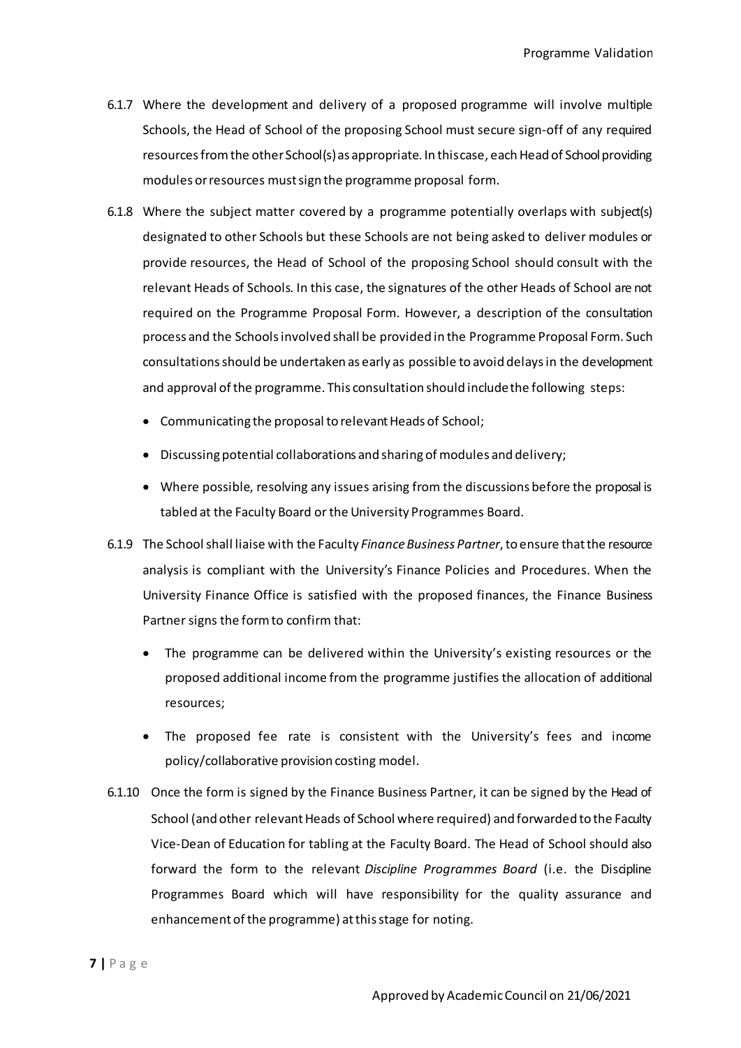6.1.7 Where the development and delivery of a proposed programme will involve multiple Schools, the Head of School of the proposing School must secure sign-off of any required resources from the other School(s) as appropriate. In this case, each Head of School providing modules or resources must sign the programme proposal form.

6.1.8 Where the subject matter covered by a programme potentially overlaps with subject(s) designated to other Schools but these Schools are not being asked to deliver modules or provide resources, the Head of School of the proposing School should consult with the relevant Heads of Schools. In this case, the signatures of the other Heads of School are not required on the Programme Proposal Form. However, a description of the consultation process and the Schools involved shall be provided in the Programme Proposal Form. Such consultations should be undertaken as early as possible to avoid delays in the development and approval of the programme. This consultation should include the following steps:

- Communicating the proposal to relevant Heads of School;
- Discussing potential collaborations and sharing of modules and delivery;
- Where possible, resolving any issues arising from the discussions before the proposal is tabled at the Faculty Board or the University Programmes Board.

6.1.9 The School shall liaise with the Faculty *Finance Business Partner*, to ensure that the resource analysis is compliant with the University's Finance Policies and Procedures. When the University Finance Office is satisfied with the proposed finances, the Finance Business Partner signs the form to confirm that:

- The programme can be delivered within the University's existing resources or the proposed additional income from the programme justifies the allocation of additional resources;
- The proposed fee rate is consistent with the University's fees and income policy/collaborative provision costing model.

6.1.10 Once the form is signed by the Finance Business Partner, it can be signed by the Head of School (and other relevant Heads of School where required) and forwarded to the Faculty Vice-Dean of Education for tabling at the Faculty Board. The Head of School should also forward the form to the relevant *Discipline Programmes Board* (i.e. the Discipline Programmes Board which will have responsibility for the quality assurance and enhancement of the programme) at this stage for noting.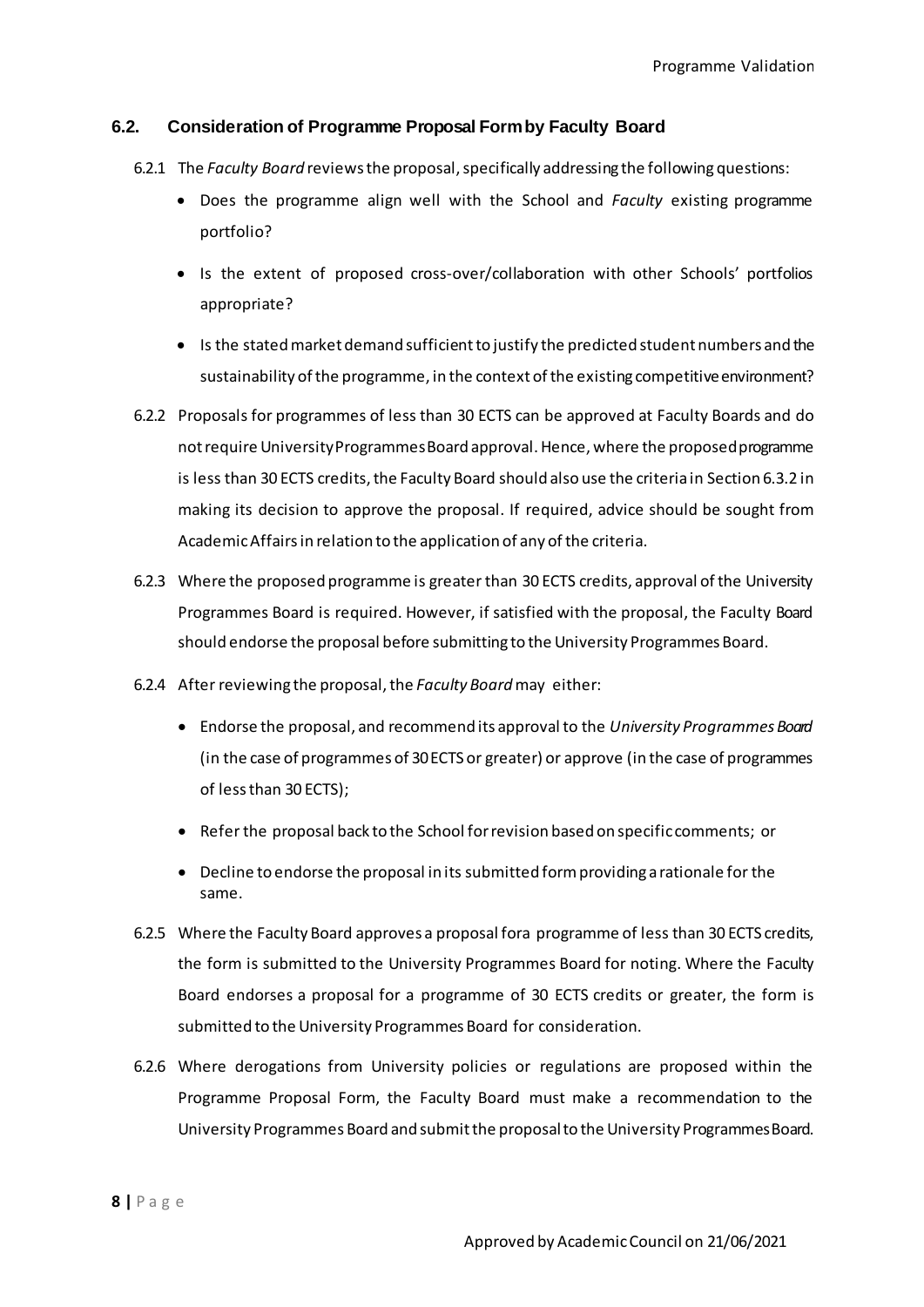## 6.2. Consideration of Programme Proposal Form by Faculty Board

6.2.1 The *Faculty Board* reviews the proposal, specifically addressing the following questions:

- Does the programme align well with the School and *Faculty* existing programme portfolio?
- Is the extent of proposed cross-over/collaboration with other Schools' portfolios appropriate?
- Is the stated market demand sufficient to justify the predicted student numbers and the sustainability of the programme, in the context of the existing competitive environment?

6.2.2 Proposals for programmes of less than 30 ECTS can be approved at Faculty Boards and do not require University Programmes Board approval. Hence, where the proposed programme is less than 30 ECTS credits, the Faculty Board should also use the criteria in Section 6.3.2 in making its decision to approve the proposal. If required, advice should be sought from Academic Affairs in relation to the application of any of the criteria.

6.2.3 Where the proposed programme is greater than 30 ECTS credits, approval of the University Programmes Board is required. However, if satisfied with the proposal, the Faculty Board should endorse the proposal before submitting to the University Programmes Board.

6.2.4 After reviewing the proposal, the *Faculty Board* may either:

- Endorse the proposal, and recommend its approval to the *University Programmes Board* (in the case of programmes of 30 ECTS or greater) or approve (in the case of programmes of less than 30 ECTS);
- Refer the proposal back to the School for revision based on specific comments; or
- Decline to endorse the proposal in its submitted form providing a rationale for the same.

6.2.5 Where the Faculty Board approves a proposal fora programme of less than 30 ECTS credits, the form is submitted to the University Programmes Board for noting. Where the Faculty Board endorses a proposal for a programme of 30 ECTS credits or greater, the form is submitted to the University Programmes Board for consideration.

6.2.6 Where derogations from University policies or regulations are proposed within the Programme Proposal Form, the Faculty Board must make a recommendation to the University Programmes Board and submit the proposal to the University Programmes Board.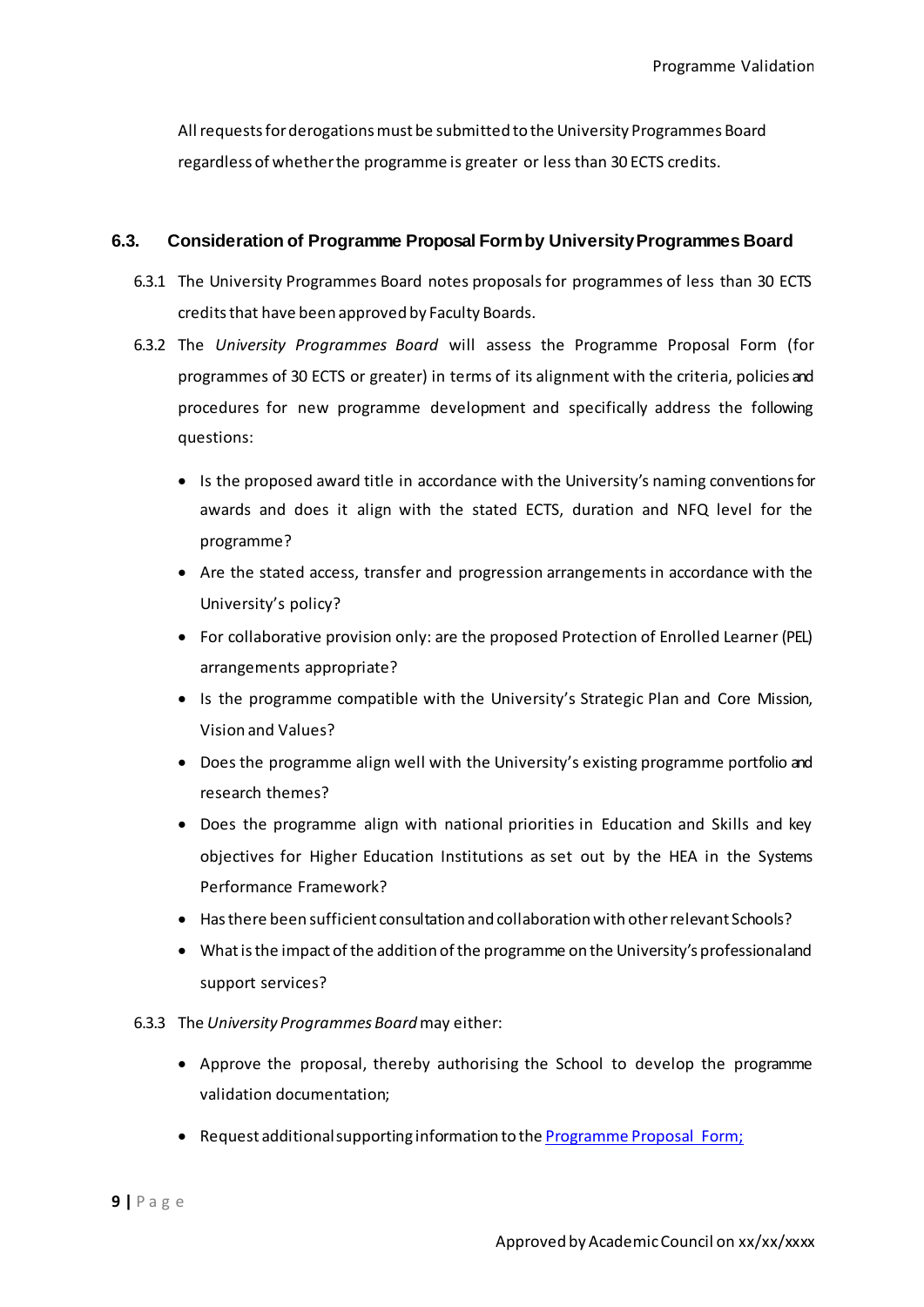All requests for derogations must be submitted to the University Programmes Board regardless of whether the programme is greater or less than 30 ECTS credits.

### 6.3. Consideration of Programme Proposal Form by University Programmes Board

6.3.1 The University Programmes Board notes proposals for programmes of less than 30 ECTS credits that have been approved by Faculty Boards.

6.3.2 The *University Programmes Board* will assess the Programme Proposal Form (for programmes of 30 ECTS or greater) in terms of its alignment with the criteria, policies and procedures for new programme development and specifically address the following questions:

- Is the proposed award title in accordance with the University's naming conventions for awards and does it align with the stated ECTS, duration and NFQ level for the programme?
- Are the stated access, transfer and progression arrangements in accordance with the University's policy?
- For collaborative provision only: are the proposed Protection of Enrolled Learner (PEL) arrangements appropriate?
- Is the programme compatible with the University's Strategic Plan and Core Mission, Vision and Values?
- Does the programme align well with the University's existing programme portfolio and research themes?
- Does the programme align with national priorities in Education and Skills and key objectives for Higher Education Institutions as set out by the HEA in the Systems Performance Framework?
- Has there been sufficient consultation and collaboration with other relevant Schools?
- What is the impact of the addition of the programme on the University's professional and support services?

6.3.3 The *University Programmes Board* may either:

- Approve the proposal, thereby authorising the School to develop the programme validation documentation;
- Request additional supporting information to the Programme Proposal Form;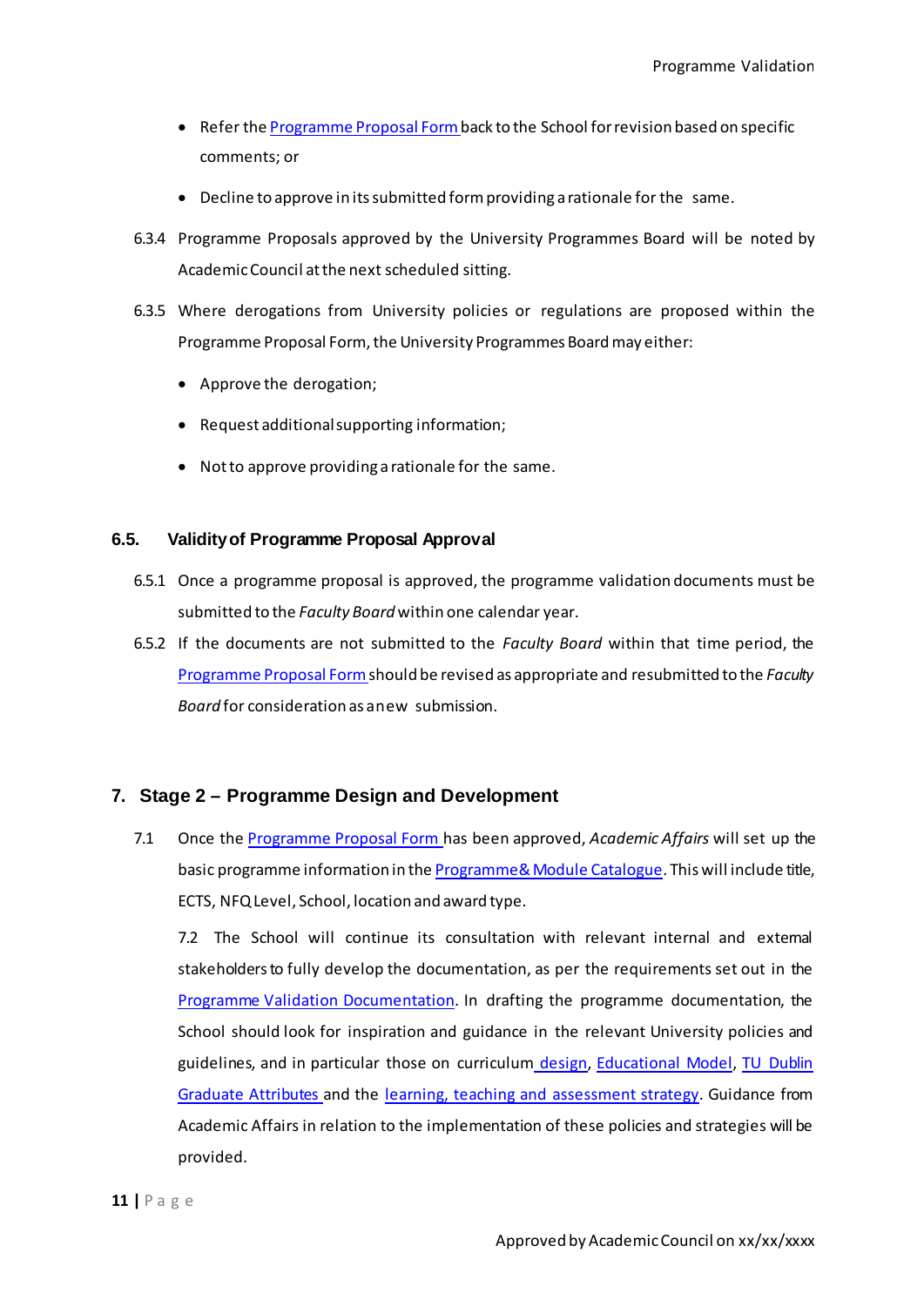- Refer the Programme Proposal Form back to the School for revision based on specific comments; or
- Decline to approve in its submitted form providing a rationale for the same.

6.3.4 Programme Proposals approved by the University Programmes Board will be noted by Academic Council at the next scheduled sitting.

6.3.5 Where derogations from University policies or regulations are proposed within the Programme Proposal Form, the University Programmes Board may either:

- Approve the derogation;
- Request additional supporting information;
- Not to approve providing a rationale for the same.

### 6.5. Validity of Programme Proposal Approval

6.5.1 Once a programme proposal is approved, the programme validation documents must be submitted to the *Faculty Board* within one calendar year.

6.5.2 If the documents are not submitted to the *Faculty Board* within that time period, the Programme Proposal Form should be revised as appropriate and resubmitted to the *Faculty Board* for consideration as a new submission.

## 7. Stage 2 – Programme Design and Development

7.1 Once the Programme Proposal Form has been approved, *Academic Affairs* will set up the basic programme information in the Programme & Module Catalogue. This will include title, ECTS, NFQ Level, School, location and award type.

7.2 The School will continue its consultation with relevant internal and external stakeholders to fully develop the documentation, as per the requirements set out in the Programme Validation Documentation. In drafting the programme documentation, the School should look for inspiration and guidance in the relevant University policies and guidelines, and in particular those on curriculum design, Educational Model, TU Dublin Graduate Attributes and the learning, teaching and assessment strategy. Guidance from Academic Affairs in relation to the implementation of these policies and strategies will be provided.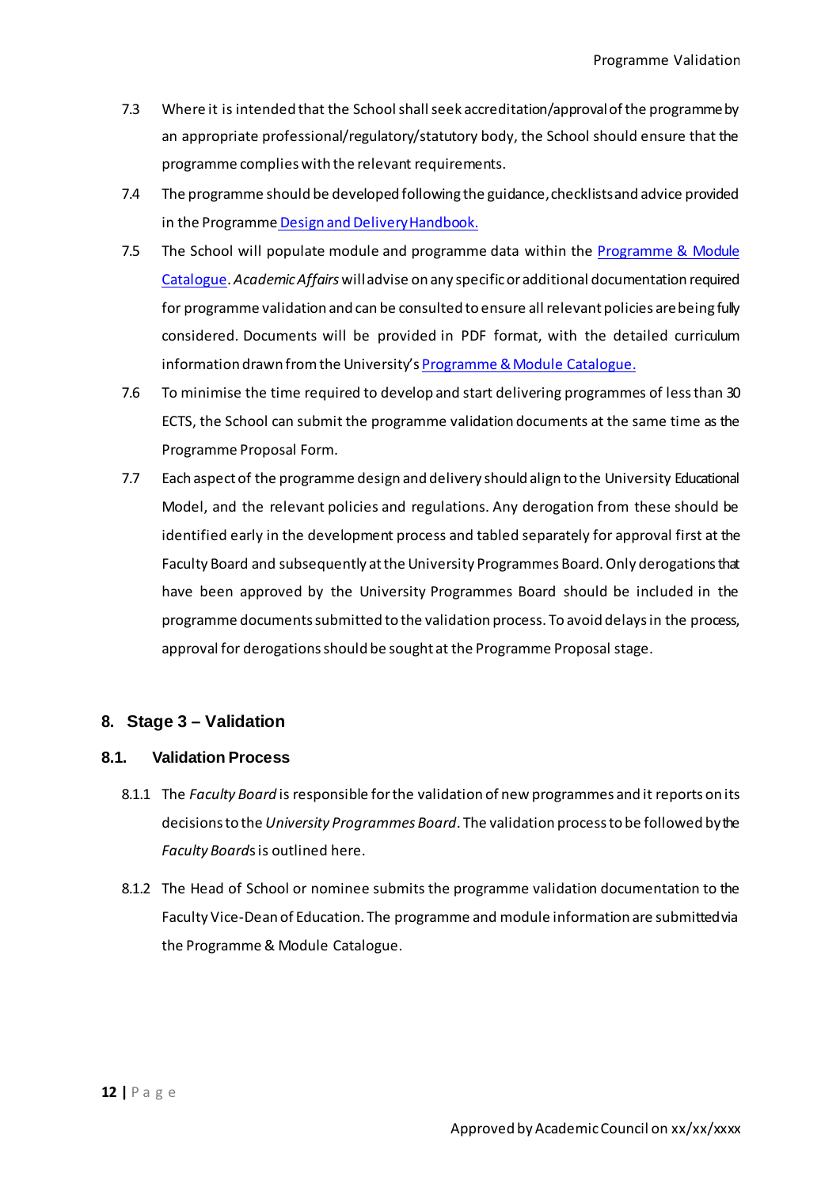7.3 Where it is intended that the School shall seek accreditation/approval of the programme by an appropriate professional/regulatory/statutory body, the School should ensure that the programme complies with the relevant requirements.

7.4 The programme should be developed following the guidance, checklists and advice provided in the Programme Design and Delivery Handbook.

7.5 The School will populate module and programme data within the Programme & Module Catalogue. *Academic Affairs* will advise on any specific or additional documentation required for programme validation and can be consulted to ensure all relevant policies are being fully considered. Documents will be provided in PDF format, with the detailed curriculum information drawn from the University's Programme & Module Catalogue.

7.6 To minimise the time required to develop and start delivering programmes of less than 30 ECTS, the School can submit the programme validation documents at the same time as the Programme Proposal Form.

7.7 Each aspect of the programme design and delivery should align to the University Educational Model, and the relevant policies and regulations. Any derogation from these should be identified early in the development process and tabled separately for approval first at the Faculty Board and subsequently at the University Programmes Board. Only derogations that have been approved by the University Programmes Board should be included in the programme documents submitted to the validation process. To avoid delays in the process, approval for derogations should be sought at the Programme Proposal stage.

## 8. Stage 3 – Validation

### 8.1. Validation Process

8.1.1 The *Faculty Board* is responsible for the validation of new programmes and it reports on its decisions to the *University Programmes Board*. The validation process to be followed by the *Faculty Boards* is outlined here.

8.1.2 The Head of School or nominee submits the programme validation documentation to the Faculty Vice-Dean of Education. The programme and module information are submitted via the Programme & Module Catalogue.

Approved by Academic Council on xx/xx/xxxx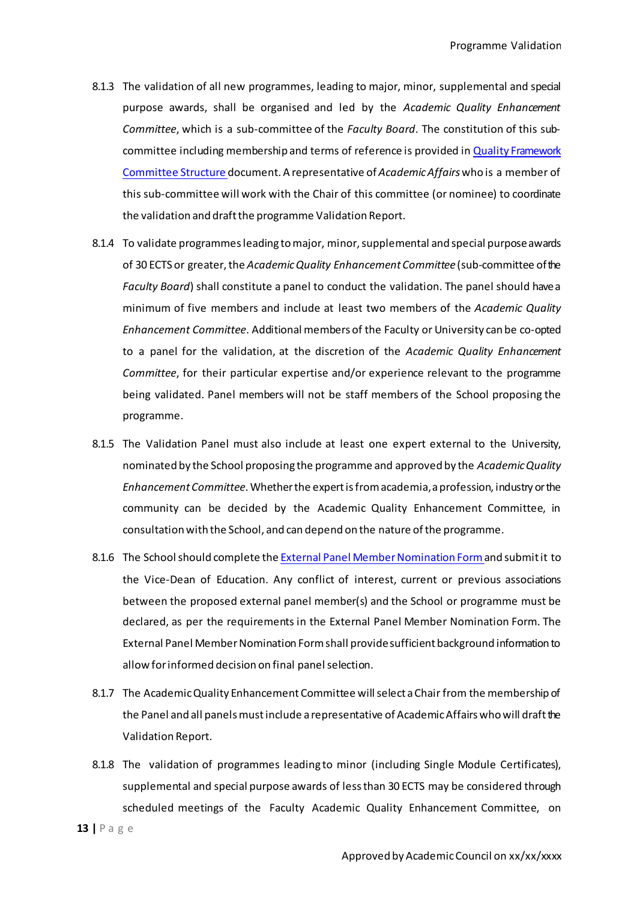8.1.3 The validation of all new programmes, leading to major, minor, supplemental and special purpose awards, shall be organised and led by the *Academic Quality Enhancement Committee*, which is a sub-committee of the *Faculty Board*. The constitution of this sub-committee including membership and terms of reference is provided in [Quality Framework Committee Structure](#) document. A representative of *Academic Affairs* who is a member of this sub-committee will work with the Chair of this committee (or nominee) to coordinate the validation and draft the programme Validation Report.

8.1.4 To validate programmes leading to major, minor, supplemental and special purpose awards of 30 ECTS or greater, the *Academic Quality Enhancement Committee* (sub-committee of the *Faculty Board*) shall constitute a panel to conduct the validation. The panel should have a minimum of five members and include at least two members of the *Academic Quality Enhancement Committee*. Additional members of the Faculty or University can be co-opted to a panel for the validation, at the discretion of the *Academic Quality Enhancement Committee*, for their particular expertise and/or experience relevant to the programme being validated. Panel members will not be staff members of the School proposing the programme.

8.1.5 The Validation Panel must also include at least one expert external to the University, nominated by the School proposing the programme and approved by the *Academic Quality Enhancement Committee*. Whether the expert is from academia, a profession, industry or the community can be decided by the Academic Quality Enhancement Committee, in consultation with the School, and can depend on the nature of the programme.

8.1.6 The School should complete the [External Panel Member Nomination Form](#) and submit it to the Vice-Dean of Education. Any conflict of interest, current or previous associations between the proposed external panel member(s) and the School or programme must be declared, as per the requirements in the External Panel Member Nomination Form. The External Panel Member Nomination Form shall provide sufficient background information to allow for informed decision on final panel selection.

8.1.7 The Academic Quality Enhancement Committee will select a Chair from the membership of the Panel and all panels must include a representative of Academic Affairs who will draft the Validation Report.

8.1.8 The validation of programmes leading to minor (including Single Module Certificates), supplemental and special purpose awards of less than 30 ECTS may be considered through scheduled meetings of the Faculty Academic Quality Enhancement Committee, on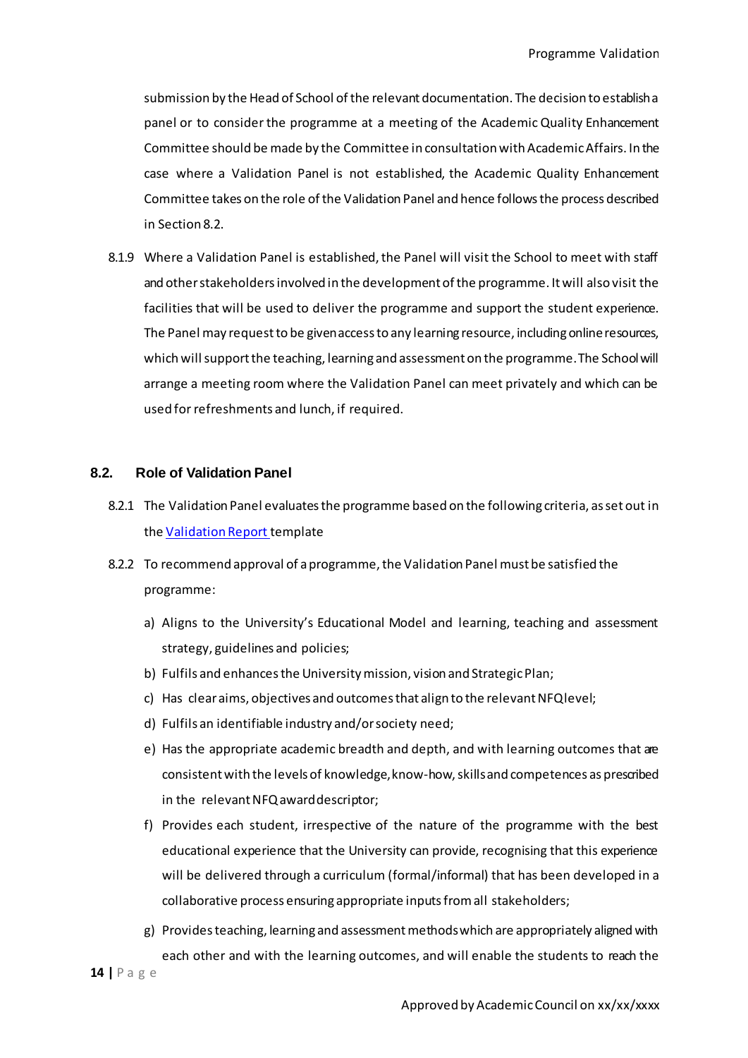submission by the Head of School of the relevant documentation. The decision to establish a panel or to consider the programme at a meeting of the Academic Quality Enhancement Committee should be made by the Committee in consultation with Academic Affairs. In the case where a Validation Panel is not established, the Academic Quality Enhancement Committee takes on the role of the Validation Panel and hence follows the process described in Section 8.2.

8.1.9 Where a Validation Panel is established, the Panel will visit the School to meet with staff and other stakeholders involved in the development of the programme. It will also visit the facilities that will be used to deliver the programme and support the student experience. The Panel may request to be given access to any learning resource, including online resources, which will support the teaching, learning and assessment on the programme. The School will arrange a meeting room where the Validation Panel can meet privately and which can be used for refreshments and lunch, if required.

## 8.2. Role of Validation Panel

8.2.1 The Validation Panel evaluates the programme based on the following criteria, as set out in the [Validation Report](#) template

8.2.2 To recommend approval of a programme, the Validation Panel must be satisfied the programme:

a) Aligns to the University's Educational Model and learning, teaching and assessment strategy, guidelines and policies;

b) Fulfils and enhances the University mission, vision and Strategic Plan;

c) Has clear aims, objectives and outcomes that align to the relevant NFQ level;

d) Fulfils an identifiable industry and/or society need;

e) Has the appropriate academic breadth and depth, and with learning outcomes that are consistent with the levels of knowledge, know-how, skills and competences as prescribed in the relevant NFQ award descriptor;

f) Provides each student, irrespective of the nature of the programme with the best educational experience that the University can provide, recognising that this experience will be delivered through a curriculum (formal/informal) that has been developed in a collaborative process ensuring appropriate inputs from all stakeholders;

g) Provides teaching, learning and assessment methods which are appropriately aligned with each other and with the learning outcomes, and will enable the students to reach the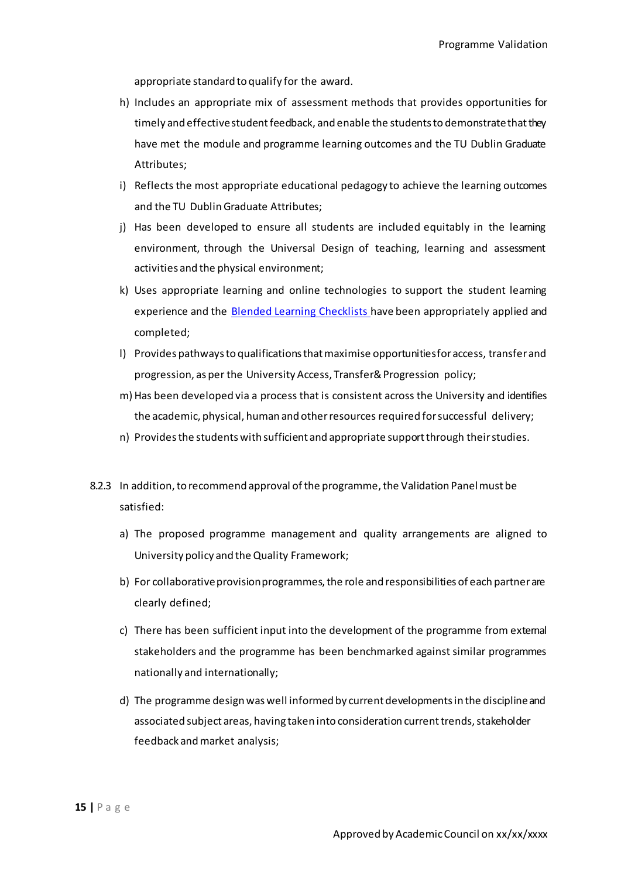appropriate standard to qualify for the award.

h) Includes an appropriate mix of assessment methods that provides opportunities for timely and effective student feedback, and enable the students to demonstrate that they have met the module and programme learning outcomes and the TU Dublin Graduate Attributes;

i) Reflects the most appropriate educational pedagogy to achieve the learning outcomes and the TU Dublin Graduate Attributes;

j) Has been developed to ensure all students are included equitably in the learning environment, through the Universal Design of teaching, learning and assessment activities and the physical environment;

k) Uses appropriate learning and online technologies to support the student learning experience and the [Blended Learning Checklists](#) have been appropriately applied and completed;

l) Provides pathways to qualifications that maximise opportunities for access, transfer and progression, as per the University Access, Transfer & Progression policy;

m) Has been developed via a process that is consistent across the University and identifies the academic, physical, human and other resources required for successful delivery;

n) Provides the students with sufficient and appropriate support through their studies.

8.2.3 In addition, to recommend approval of the programme, the Validation Panel must be satisfied:

a) The proposed programme management and quality arrangements are aligned to University policy and the Quality Framework;

b) For collaborative provision programmes, the role and responsibilities of each partner are clearly defined;

c) There has been sufficient input into the development of the programme from external stakeholders and the programme has been benchmarked against similar programmes nationally and internationally;

d) The programme design was well informed by current developments in the discipline and associated subject areas, having taken into consideration current trends, stakeholder feedback and market analysis;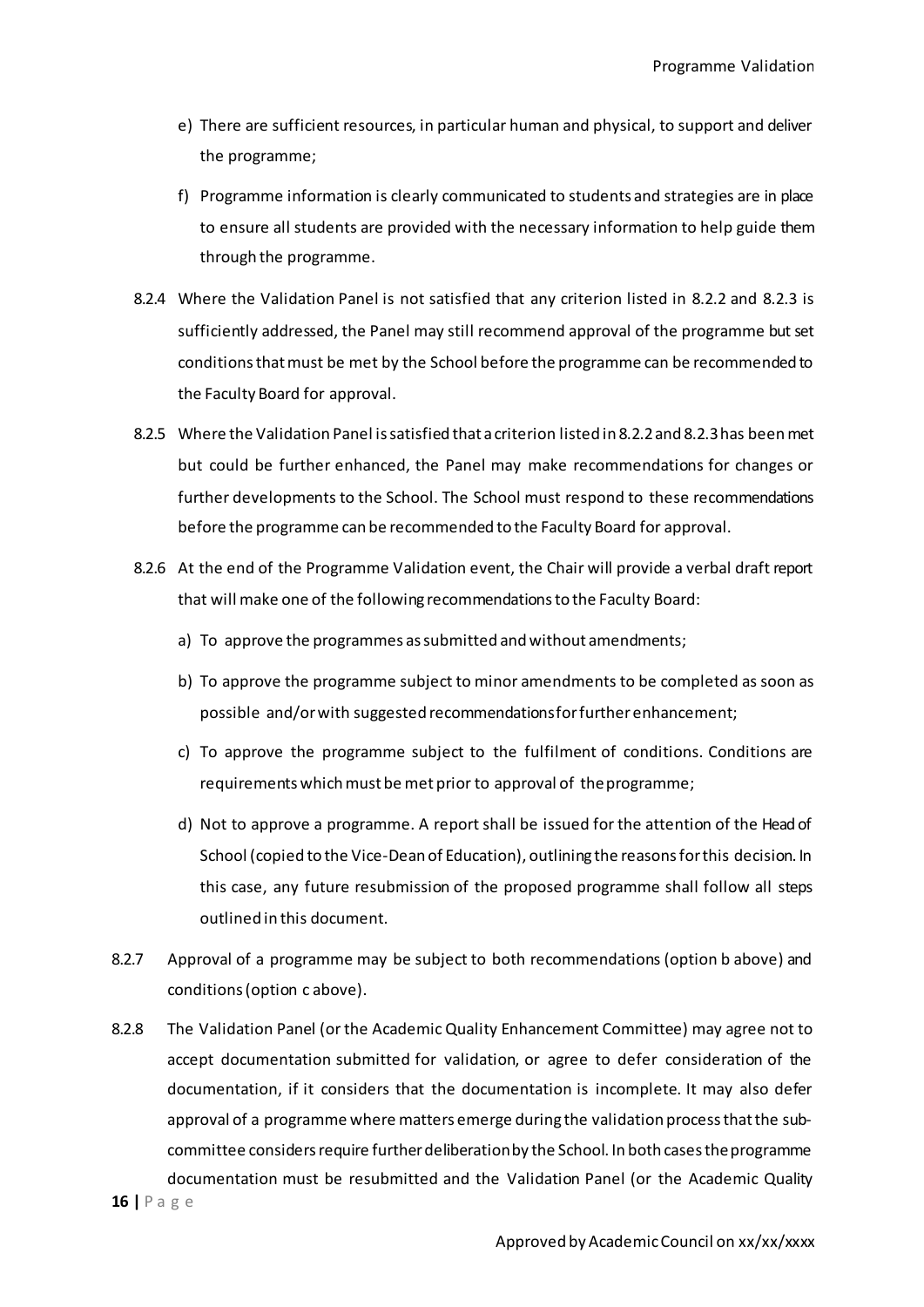e) There are sufficient resources, in particular human and physical, to support and deliver the programme;

f) Programme information is clearly communicated to students and strategies are in place to ensure all students are provided with the necessary information to help guide them through the programme.

8.2.4 Where the Validation Panel is not satisfied that any criterion listed in 8.2.2 and 8.2.3 is sufficiently addressed, the Panel may still recommend approval of the programme but set conditions that must be met by the School before the programme can be recommended to the Faculty Board for approval.

8.2.5 Where the Validation Panel is satisfied that a criterion listed in 8.2.2 and 8.2.3 has been met but could be further enhanced, the Panel may make recommendations for changes or further developments to the School. The School must respond to these recommendations before the programme can be recommended to the Faculty Board for approval.

8.2.6 At the end of the Programme Validation event, the Chair will provide a verbal draft report that will make one of the following recommendations to the Faculty Board:

a) To approve the programmes as submitted and without amendments;

b) To approve the programme subject to minor amendments to be completed as soon as possible and/or with suggested recommendations for further enhancement;

c) To approve the programme subject to the fulfilment of conditions. Conditions are requirements which must be met prior to approval of the programme;

d) Not to approve a programme. A report shall be issued for the attention of the Head of School (copied to the Vice-Dean of Education), outlining the reasons for this decision. In this case, any future resubmission of the proposed programme shall follow all steps outlined in this document.

8.2.7 Approval of a programme may be subject to both recommendations (option b above) and conditions (option c above).

8.2.8 The Validation Panel (or the Academic Quality Enhancement Committee) may agree not to accept documentation submitted for validation, or agree to defer consideration of the documentation, if it considers that the documentation is incomplete. It may also defer approval of a programme where matters emerge during the validation process that the sub-committee considers require further deliberation by the School. In both cases the programme documentation must be resubmitted and the Validation Panel (or the Academic Quality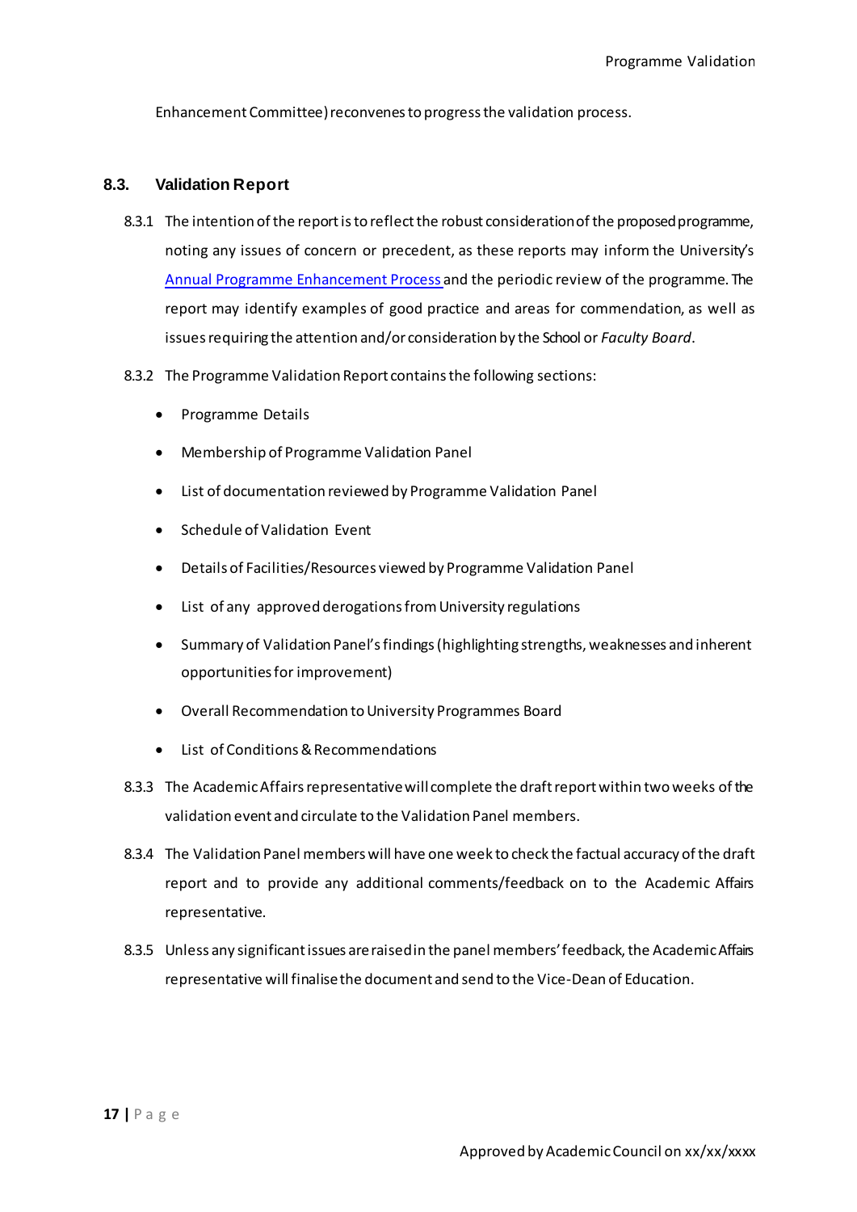Enhancement Committee) reconvenes to progress the validation process.

## 8.3. Validation Report

8.3.1 The intention of the report is to reflect the robust consideration of the proposed programme, noting any issues of concern or precedent, as these reports may inform the University's [Annual Programme Enhancement Process](#) and the periodic review of the programme. The report may identify examples of good practice and areas for commendation, as well as issues requiring the attention and/or consideration by the School or *Faculty Board*.

8.3.2 The Programme Validation Report contains the following sections:

- Programme Details
- Membership of Programme Validation Panel
- List of documentation reviewed by Programme Validation Panel
- Schedule of Validation Event
- Details of Facilities/Resources viewed by Programme Validation Panel
- List of any approved derogations from University regulations
- Summary of Validation Panel's findings (highlighting strengths, weaknesses and inherent opportunities for improvement)
- Overall Recommendation to University Programmes Board
- List of Conditions & Recommendations

8.3.3 The Academic Affairs representative will complete the draft report within two weeks of the validation event and circulate to the Validation Panel members.

8.3.4 The Validation Panel members will have one week to check the factual accuracy of the draft report and to provide any additional comments/feedback on to the Academic Affairs representative.

8.3.5 Unless any significant issues are raised in the panel members' feedback, the Academic Affairs representative will finalise the document and send to the Vice-Dean of Education.

Approved by Academic Council on xx/xx/xxxx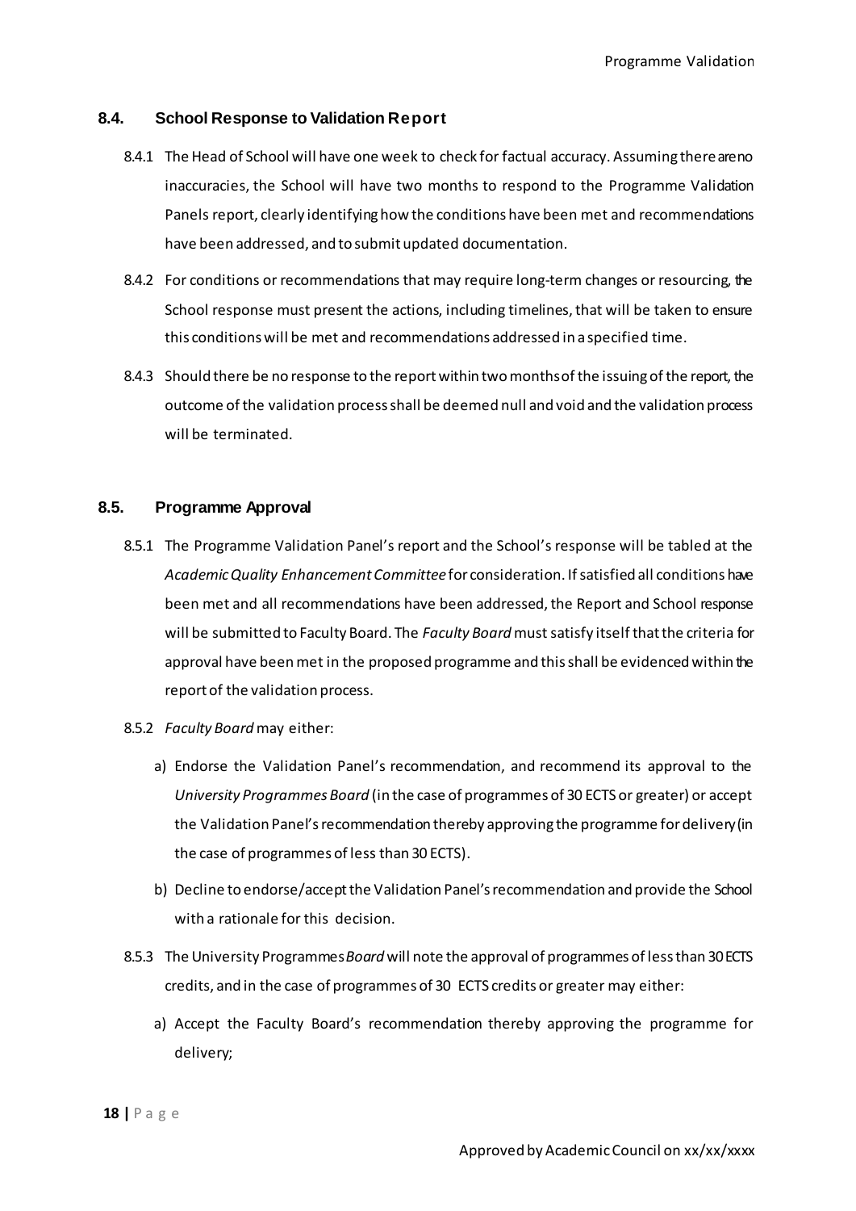## 8.4. School Response to Validation Report

8.4.1 The Head of School will have one week to check for factual accuracy. Assuming there are no inaccuracies, the School will have two months to respond to the Programme Validation Panels report, clearly identifying how the conditions have been met and recommendations have been addressed, and to submit updated documentation.

8.4.2 For conditions or recommendations that may require long-term changes or resourcing, the School response must present the actions, including timelines, that will be taken to ensure this conditions will be met and recommendations addressed in a specified time.

8.4.3 Should there be no response to the report within two months of the issuing of the report, the outcome of the validation process shall be deemed null and void and the validation process will be terminated.

## 8.5. Programme Approval

8.5.1 The Programme Validation Panel's report and the School's response will be tabled at the *Academic Quality Enhancement Committee* for consideration. If satisfied all conditions have been met and all recommendations have been addressed, the Report and School response will be submitted to Faculty Board. The *Faculty Board* must satisfy itself that the criteria for approval have been met in the proposed programme and this shall be evidenced within the report of the validation process.

8.5.2 *Faculty Board* may either:

a) Endorse the Validation Panel's recommendation, and recommend its approval to the *University Programmes Board* (in the case of programmes of 30 ECTS or greater) or accept the Validation Panel's recommendation thereby approving the programme for delivery (in the case of programmes of less than 30 ECTS).

b) Decline to endorse/accept the Validation Panel's recommendation and provide the School with a rationale for this decision.

8.5.3 The University Programmes *Board* will note the approval of programmes of less than 30 ECTS credits, and in the case of programmes of 30 ECTS credits or greater may either:

a) Accept the Faculty Board's recommendation thereby approving the programme for delivery;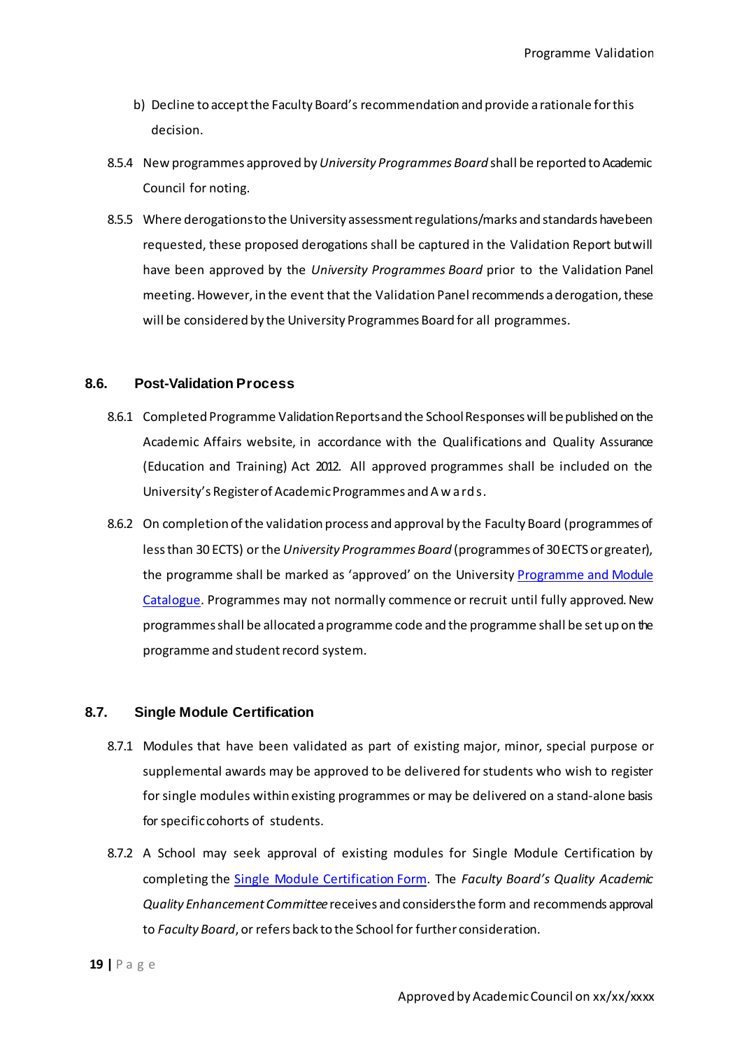b) Decline to accept the Faculty Board's recommendation and provide a rationale for this decision.

8.5.4 New programmes approved by *University Programmes Board* shall be reported to Academic Council for noting.

8.5.5 Where derogations to the University assessment regulations/marks and standards have been requested, these proposed derogations shall be captured in the Validation Report but will have been approved by the *University Programmes Board* prior to the Validation Panel meeting. However, in the event that the Validation Panel recommends a derogation, these will be considered by the University Programmes Board for all programmes.

### 8.6. Post-Validation Process

8.6.1 Completed Programme Validation Reports and the School Responses will be published on the Academic Affairs website, in accordance with the Qualifications and Quality Assurance (Education and Training) Act 2012. All approved programmes shall be included on the University's Register of Academic Programmes and Awards.

8.6.2 On completion of the validation process and approval by the Faculty Board (programmes of less than 30 ECTS) or the *University Programmes Board* (programmes of 30 ECTS or greater), the programme shall be marked as 'approved' on the University Programme and Module Catalogue. Programmes may not normally commence or recruit until fully approved. New programmes shall be allocated a programme code and the programme shall be set up on the programme and student record system.

### 8.7. Single Module Certification

8.7.1 Modules that have been validated as part of existing major, minor, special purpose or supplemental awards may be approved to be delivered for students who wish to register for single modules within existing programmes or may be delivered on a stand-alone basis for specific cohorts of students.

8.7.2 A School may seek approval of existing modules for Single Module Certification by completing the Single Module Certification Form. The *Faculty Board's Quality Academic Quality Enhancement Committee* receives and considers the form and recommends approval to *Faculty Board*, or refers back to the School for further consideration.

Approved by Academic Council on xx/xx/xxxx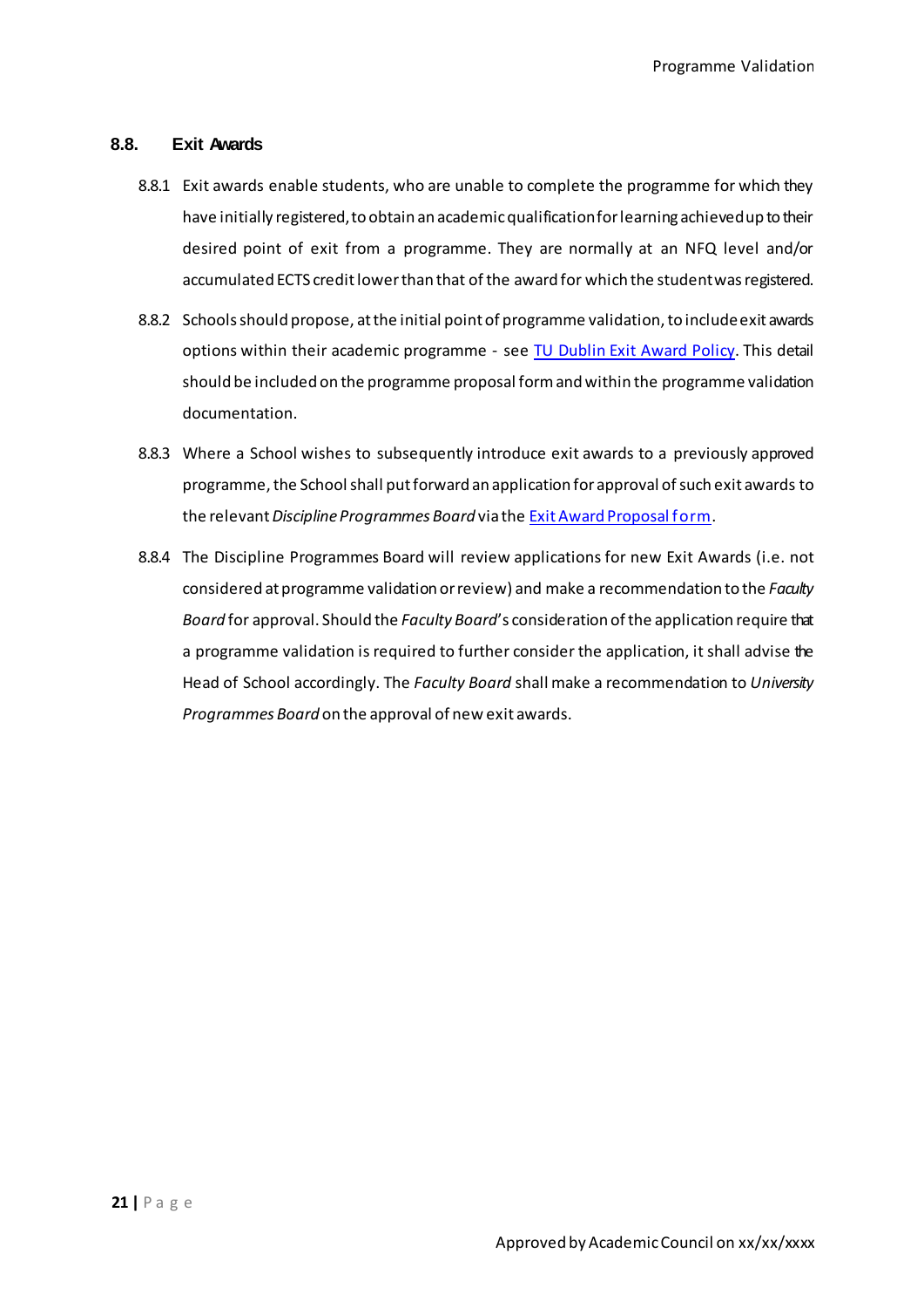## 8.8. Exit Awards

8.8.1 Exit awards enable students, who are unable to complete the programme for which they have initially registered, to obtain an academic qualification for learning achieved up to their desired point of exit from a programme. They are normally at an NFQ level and/or accumulated ECTS credit lower than that of the award for which the student was registered.

8.8.2 Schools should propose, at the initial point of programme validation, to include exit awards options within their academic programme - see [TU Dublin Exit Award Policy](). This detail should be included on the programme proposal form and within the programme validation documentation.

8.8.3 Where a School wishes to subsequently introduce exit awards to a previously approved programme, the School shall put forward an application for approval of such exit awards to the relevant *Discipline Programmes Board* via the [Exit Award Proposal form]().

8.8.4 The Discipline Programmes Board will review applications for new Exit Awards (i.e. not considered at programme validation or review) and make a recommendation to the *Faculty Board* for approval. Should the *Faculty Board*'s consideration of the application require that a programme validation is required to further consider the application, it shall advise the Head of School accordingly. The *Faculty Board* shall make a recommendation to *University Programmes Board* on the approval of new exit awards.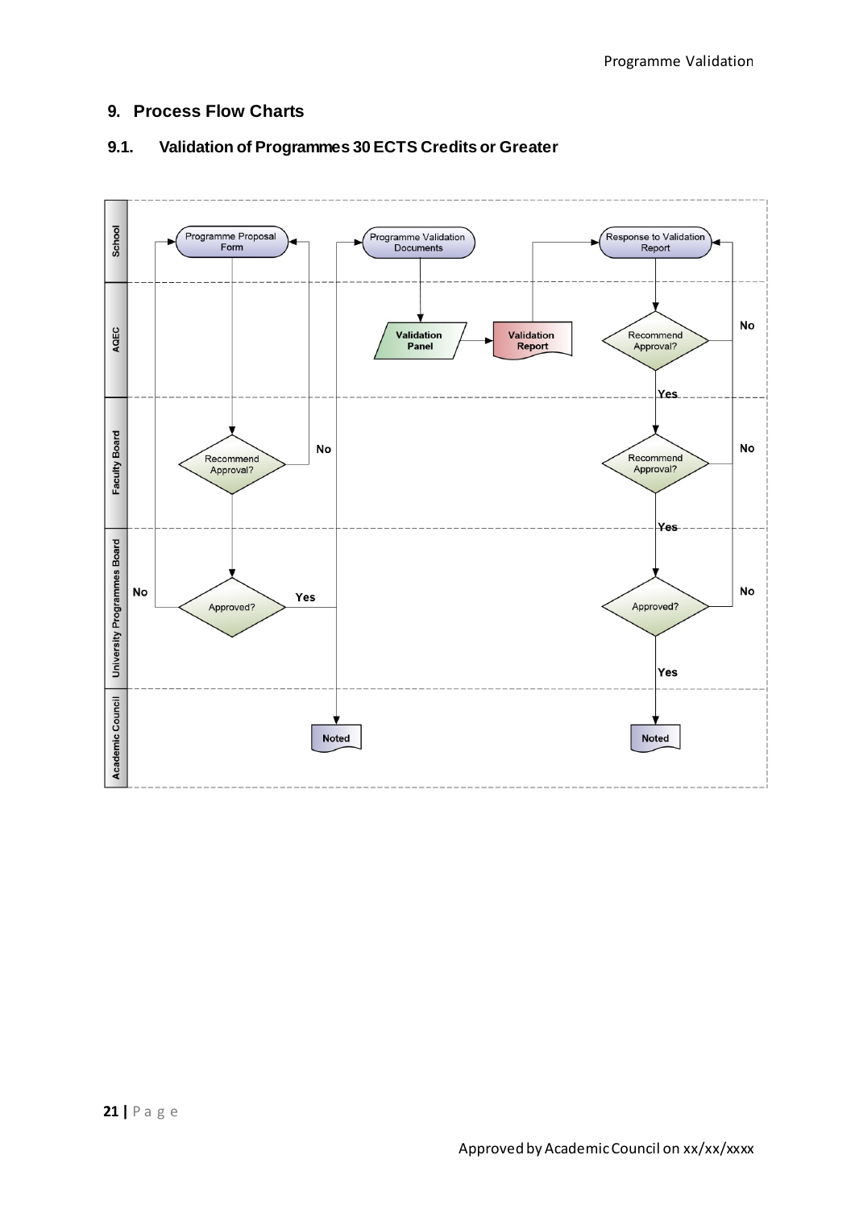## 9. Process Flow Charts

### 9.1. Validation of Programmes 30 ECTS Credits or Greater

School

AQEC

Faculty Board

University Programmes Board

Academic Council

Programme Proposal Form

Recommend Approval?

No

Approved?

No

Yes

Noted

Programme Validation Documents

Validation Panel

Validation Report

Response to Validation Report

Recommend Approval?

No

Yes

Recommend Approval?

No

Yes

Approved?

No

Yes

Noted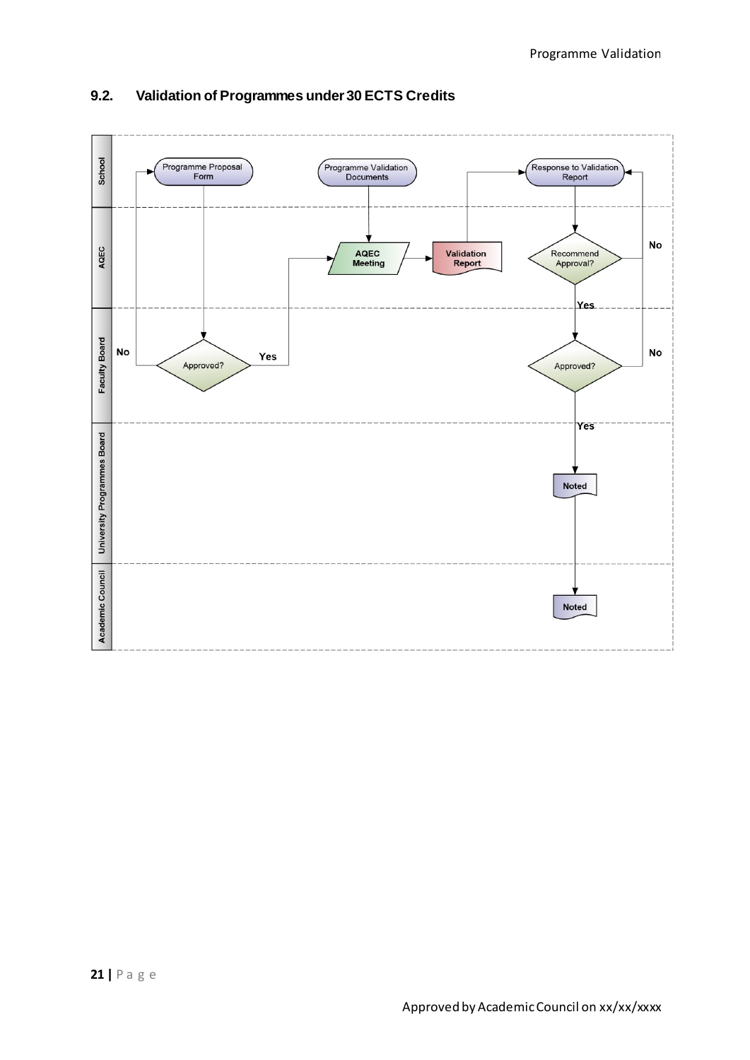## 9.2. Validation of Programmes under 30 ECTS Credits

School

AQEC

Faculty Board

University Programmes Board

Academic Council

Programme Proposal Form

Programme Validation Documents

Response to Validation Report

AQEC Meeting

Validation Report

Recommend Approval?

No

Yes

No

Approved?

Yes

Approved?

No

Yes

Noted

Noted